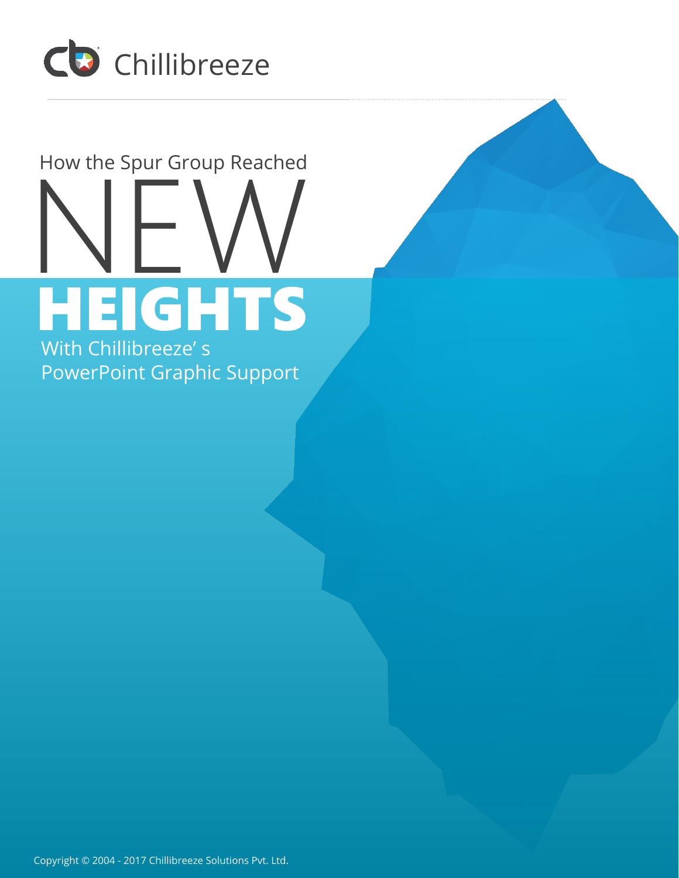Chillibreeze

# How the Spur Group Reached NEW HEIGHTS

With Chillibreeze' s PowerPoint Graphic Support

Copyright © 2004 - 2017 Chillibreeze Solutions Pvt. Ltd.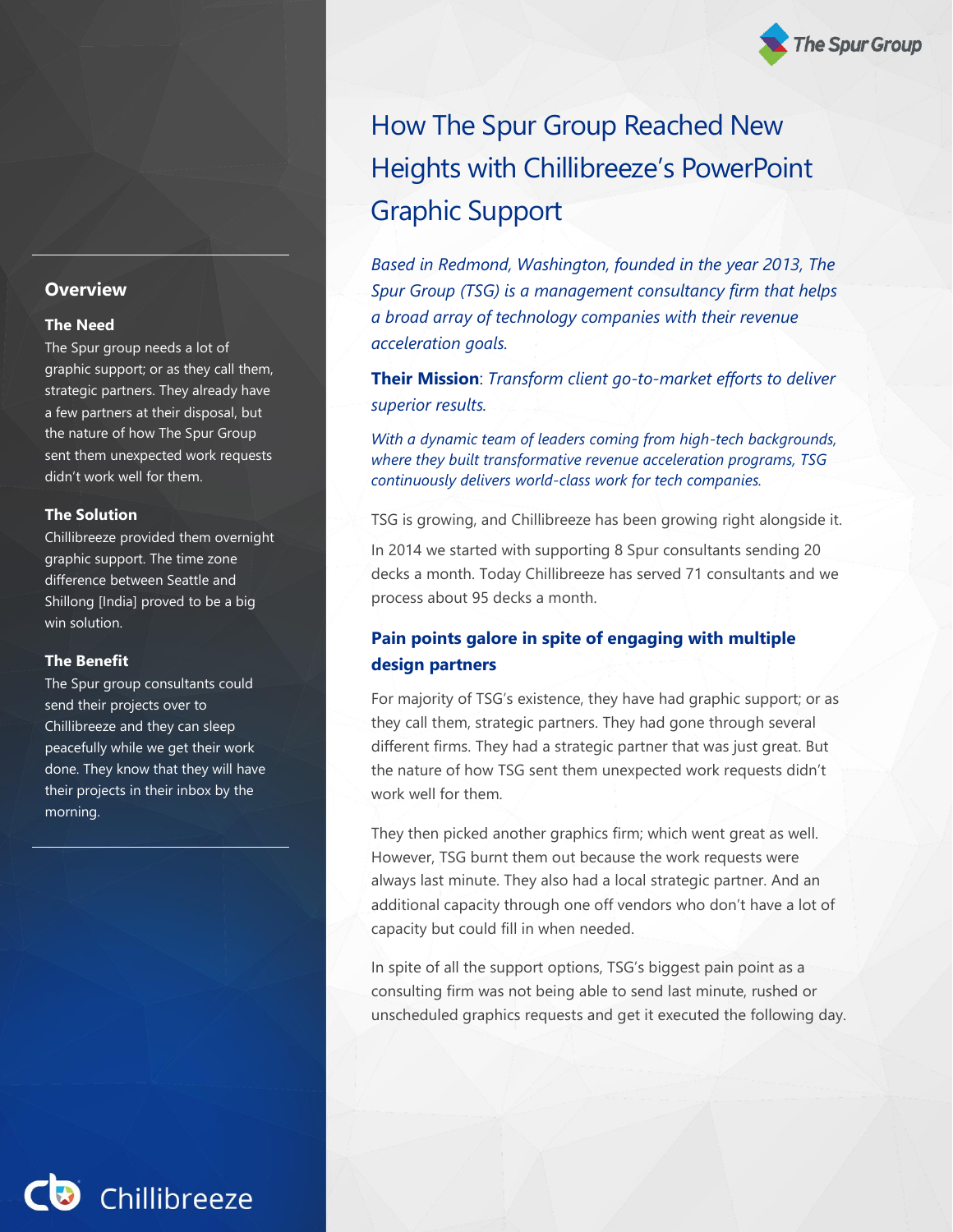# How The Spur Group Reached New Heights with Chillibreeze's PowerPoint Graphic Support

*Based in Redmond, Washington, founded in the year 2013, The Spur Group (TSG) is a management consultancy firm that helps a broad array of technology companies with their revenue acceleration goals.*

**Their Mission**: *Transform client go-to-market efforts to deliver superior results.*

*With a dynamic team of leaders coming from high-tech backgrounds, where they built transformative revenue acceleration programs, TSG continuously delivers world-class work for tech companies.*

TSG is growing, and Chillibreeze has been growing right alongside it.

In 2014 we started with supporting 8 Spur consultants sending 20 decks a month. Today Chillibreeze has served 71 consultants and we process about 95 decks a month.

## Overview

### The Need

The Spur group needs a lot of graphic support; or as they call them, strategic partners. They already have a few partners at their disposal, but the nature of how The Spur Group sent them unexpected work requests didn't work well for them.

### The Solution

Chillibreeze provided them overnight graphic support. The time zone difference between Seattle and Shillong [India] proved to be a big win solution.

### The Benefit

The Spur group consultants could send their projects over to Chillibreeze and they can sleep peacefully while we get their work done. They know that they will have their projects in their inbox by the morning.

## Pain points galore in spite of engaging with multiple design partners

For majority of TSG's existence, they have had graphic support; or as they call them, strategic partners. They had gone through several different firms. They had a strategic partner that was just great. But the nature of how TSG sent them unexpected work requests didn't work well for them.

They then picked another graphics firm; which went great as well. However, TSG burnt them out because the work requests were always last minute. They also had a local strategic partner. And an additional capacity through one off vendors who don't have a lot of capacity but could fill in when needed.

In spite of all the support options, TSG's biggest pain point as a consulting firm was not being able to send last minute, rushed or unscheduled graphics requests and get it executed the following day.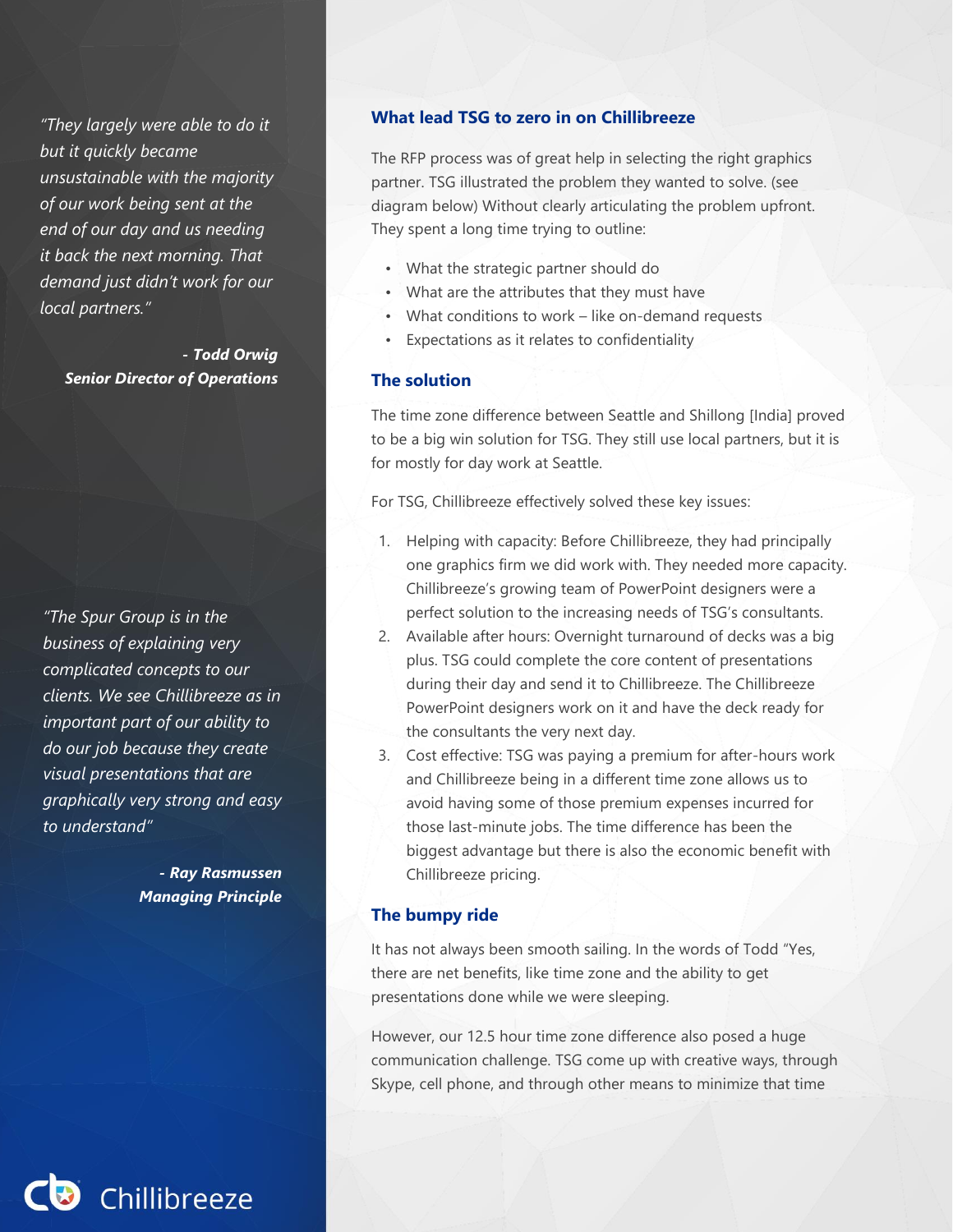*"They largely were able to do it but it quickly became unsustainable with the majority of our work being sent at the end of our day and us needing it back the next morning. That demand just didn't work for our local partners."*

***- Todd Orwig***
***Senior Director of Operations***

*"The Spur Group is in the business of explaining very complicated concepts to our clients. We see Chillibreeze as in important part of our ability to do our job because they create visual presentations that are graphically very strong and easy to understand"*

***- Ray Rasmussen***
***Managing Principle***

## What lead TSG to zero in on Chillibreeze

The RFP process was of great help in selecting the right graphics partner. TSG illustrated the problem they wanted to solve. (see diagram below) Without clearly articulating the problem upfront. They spent a long time trying to outline:

- What the strategic partner should do
- What are the attributes that they must have
- What conditions to work – like on-demand requests
- Expectations as it relates to confidentiality

## The solution

The time zone difference between Seattle and Shillong [India] proved to be a big win solution for TSG. They still use local partners, but it is for mostly for day work at Seattle.

For TSG, Chillibreeze effectively solved these key issues:

1. Helping with capacity: Before Chillibreeze, they had principally one graphics firm we did work with. They needed more capacity. Chillibreeze's growing team of PowerPoint designers were a perfect solution to the increasing needs of TSG's consultants.
2. Available after hours: Overnight turnaround of decks was a big plus. TSG could complete the core content of presentations during their day and send it to Chillibreeze. The Chillibreeze PowerPoint designers work on it and have the deck ready for the consultants the very next day.
3. Cost effective: TSG was paying a premium for after-hours work and Chillibreeze being in a different time zone allows us to avoid having some of those premium expenses incurred for those last-minute jobs. The time difference has been the biggest advantage but there is also the economic benefit with Chillibreeze pricing.

## The bumpy ride

It has not always been smooth sailing. In the words of Todd "Yes, there are net benefits, like time zone and the ability to get presentations done while we were sleeping.

However, our 12.5 hour time zone difference also posed a huge communication challenge. TSG come up with creative ways, through Skype, cell phone, and through other means to minimize that time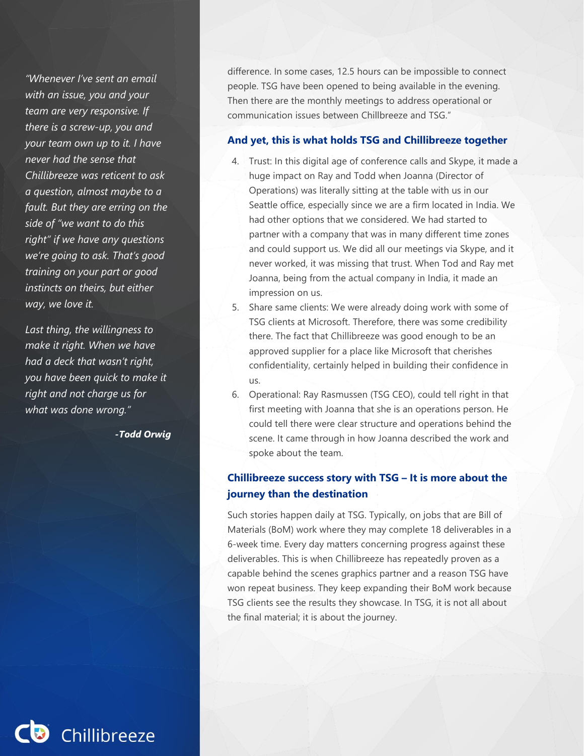difference. In some cases, 12.5 hours can be impossible to connect people. TSG have been opened to being available in the evening. Then there are the monthly meetings to address operational or communication issues between Chillbreeze and TSG."

### And yet, this is what holds TSG and Chillibreeze together

4. Trust: In this digital age of conference calls and Skype, it made a huge impact on Ray and Todd when Joanna (Director of Operations) was literally sitting at the table with us in our Seattle office, especially since we are a firm located in India. We had other options that we considered. We had started to partner with a company that was in many different time zones and could support us. We did all our meetings via Skype, and it never worked, it was missing that trust. When Tod and Ray met Joanna, being from the actual company in India, it made an impression on us.
5. Share same clients: We were already doing work with some of TSG clients at Microsoft. Therefore, there was some credibility there. The fact that Chillibreeze was good enough to be an approved supplier for a place like Microsoft that cherishes confidentiality, certainly helped in building their confidence in us.
6. Operational: Ray Rasmussen (TSG CEO), could tell right in that first meeting with Joanna that she is an operations person. He could tell there were clear structure and operations behind the scene. It came through in how Joanna described the work and spoke about the team.

### Chillibreeze success story with TSG – It is more about the journey than the destination

Such stories happen daily at TSG. Typically, on jobs that are Bill of Materials (BoM) work where they may complete 18 deliverables in a 6-week time. Every day matters concerning progress against these deliverables. This is when Chillibreeze has repeatedly proven as a capable behind the scenes graphics partner and a reason TSG have won repeat business. They keep expanding their BoM work because TSG clients see the results they showcase. In TSG, it is not all about the final material; it is about the journey.

*"Whenever I've sent an email with an issue, you and your team are very responsive. If there is a screw-up, you and your team own up to it. I have never had the sense that Chillibreeze was reticent to ask a question, almost maybe to a fault. But they are erring on the side of "we want to do this right" if we have any questions we're going to ask. That's good training on your part or good instincts on theirs, but either way, we love it.*

*Last thing, the willingness to make it right. When we have had a deck that wasn't right, you have been quick to make it right and not charge us for what was done wrong."*

***-Todd Orwig***

Chillibreeze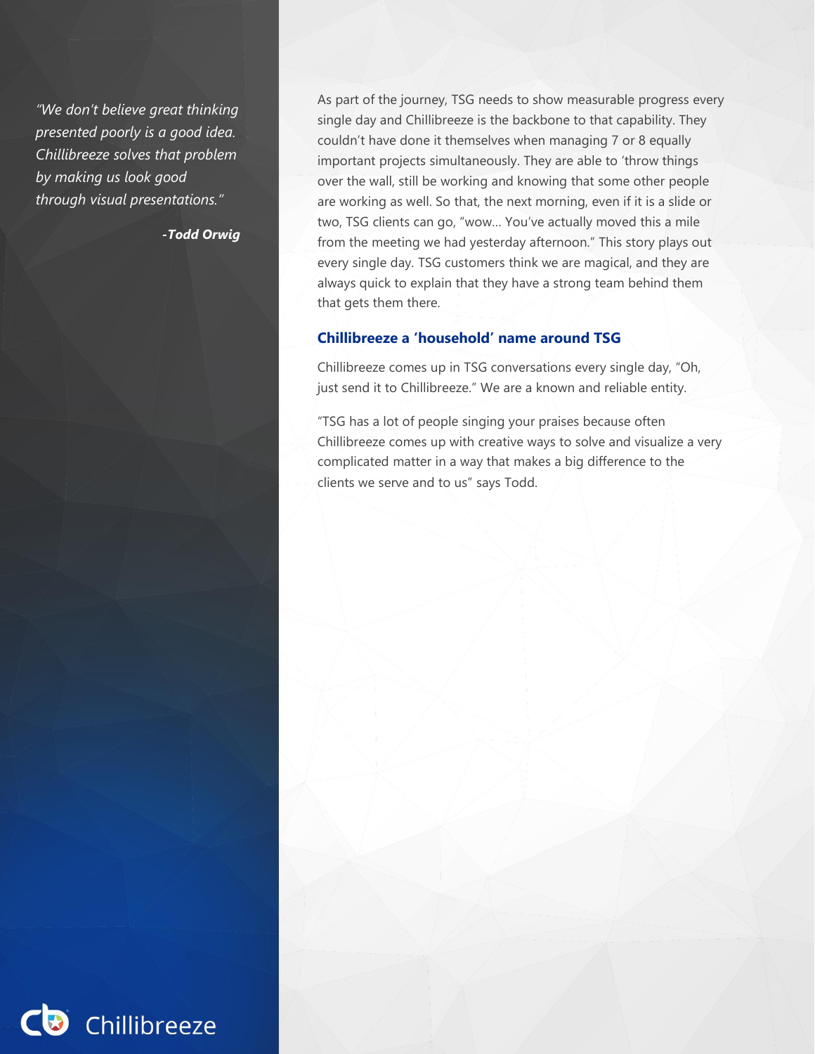*"We don't believe great thinking presented poorly is a good idea. Chillibreeze solves that problem by making us look good through visual presentations."*

***-Todd Orwig***

As part of the journey, TSG needs to show measurable progress every single day and Chillibreeze is the backbone to that capability. They couldn't have done it themselves when managing 7 or 8 equally important projects simultaneously. They are able to 'throw things over the wall, still be working and knowing that some other people are working as well. So that, the next morning, even if it is a slide or two, TSG clients can go, "wow… You've actually moved this a mile from the meeting we had yesterday afternoon." This story plays out every single day. TSG customers think we are magical, and they are always quick to explain that they have a strong team behind them that gets them there.

### Chillibreeze a 'household' name around TSG

Chillibreeze comes up in TSG conversations every single day, "Oh, just send it to Chillibreeze." We are a known and reliable entity.

"TSG has a lot of people singing your praises because often Chillibreeze comes up with creative ways to solve and visualize a very complicated matter in a way that makes a big difference to the clients we serve and to us" says Todd.

Chillibreeze